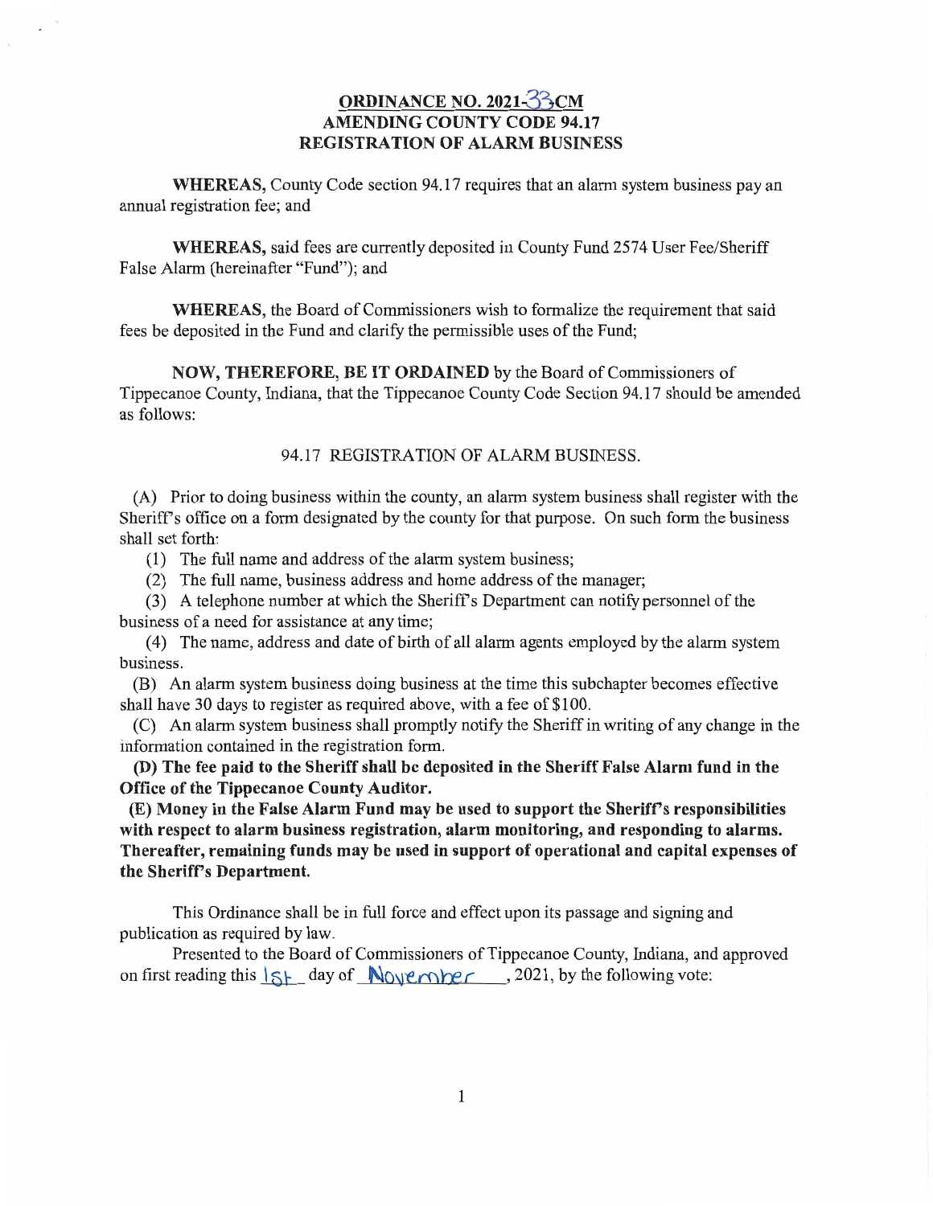# ORDINANCE NO. 2021-33CM
## AMENDING COUNTY CODE 94.17
## REGISTRATION OF ALARM BUSINESS

**WHEREAS,** County Code section 94.17 requires that an alarm system business pay an annual registration fee; and

**WHEREAS,** said fees are currently deposited in County Fund 2574 User Fee/Sheriff False Alarm (hereinafter "Fund"); and

**WHEREAS,** the Board of Commissioners wish to formalize the requirement that said fees be deposited in the Fund and clarify the permissible uses of the Fund;

**NOW, THEREFORE, BE IT ORDAINED** by the Board of Commissioners of Tippecanoe County, Indiana, that the Tippecanoe County Code Section 94.17 should be amended as follows:

94.17 REGISTRATION OF ALARM BUSINESS.

(A) Prior to doing business within the county, an alarm system business shall register with the Sheriff's office on a form designated by the county for that purpose. On such form the business shall set forth:

(1) The full name and address of the alarm system business;

(2) The full name, business address and home address of the manager;

(3) A telephone number at which the Sheriff's Department can notify personnel of the business of a need for assistance at any time;

(4) The name, address and date of birth of all alarm agents employed by the alarm system business.

(B) An alarm system business doing business at the time this subchapter becomes effective shall have 30 days to register as required above, with a fee of $100.

(C) An alarm system business shall promptly notify the Sheriff in writing of any change in the information contained in the registration form.

**(D) The fee paid to the Sheriff shall be deposited in the Sheriff False Alarm fund in the Office of the Tippecanoe County Auditor.**

**(E) Money in the False Alarm Fund may be used to support the Sheriff's responsibilities with respect to alarm business registration, alarm monitoring, and responding to alarms. Thereafter, remaining funds may be used in support of operational and capital expenses of the Sheriff's Department.**

This Ordinance shall be in full force and effect upon its passage and signing and publication as required by law.

Presented to the Board of Commissioners of Tippecanoe County, Indiana, and approved on first reading this 1st day of November, 2021, by the following vote: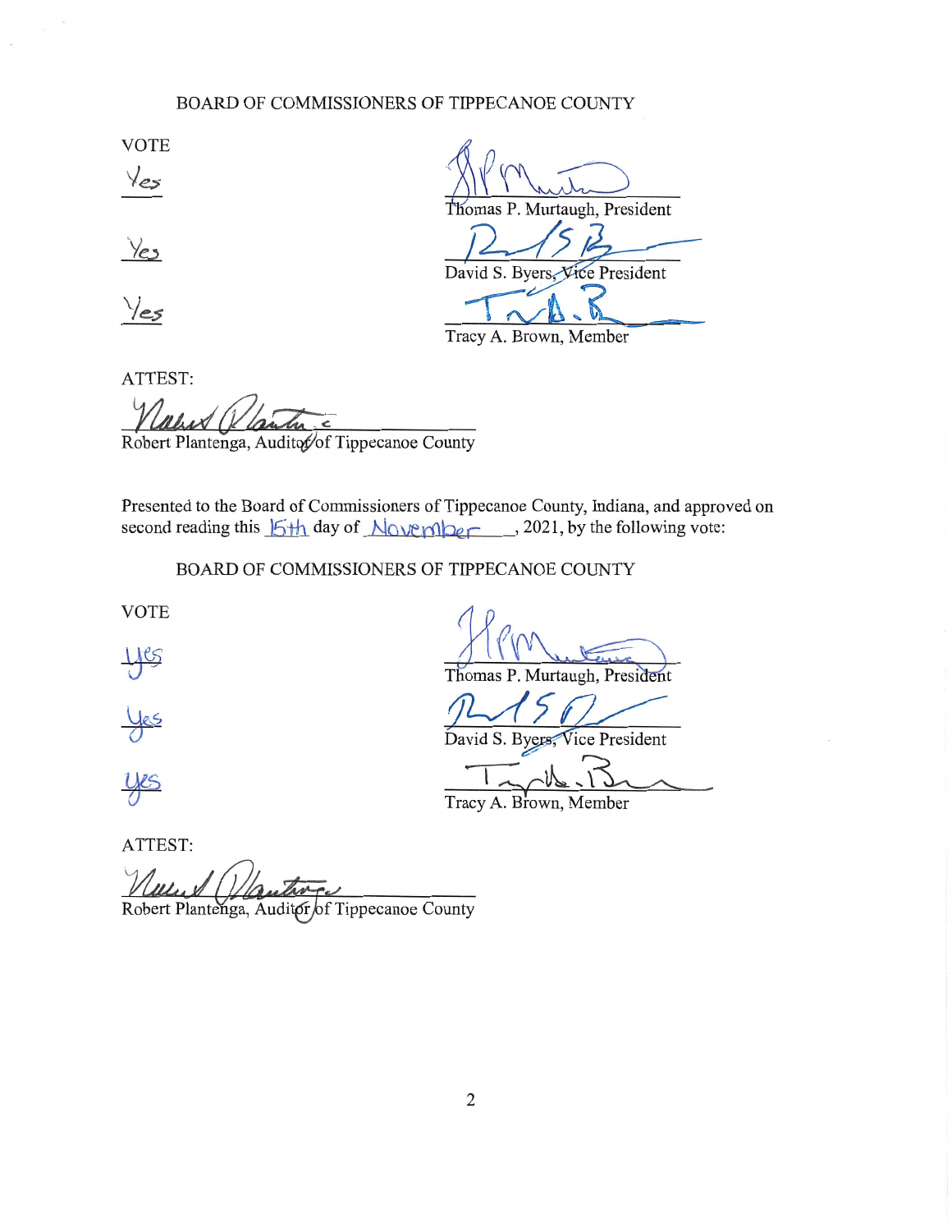BOARD OF COMMISSIONERS OF TIPPECANOE COUNTY

| VOTE | |
|---|---|
| Yes | Thomas P. Murtaugh, President |
| Yes | David S. Byers, Vice President |
| Yes | Tracy A. Brown, Member |

ATTEST:

Robert Plantenga, Auditor of Tippecanoe County

Presented to the Board of Commissioners of Tippecanoe County, Indiana, and approved on second reading this 15th day of November, 2021, by the following vote:

BOARD OF COMMISSIONERS OF TIPPECANOE COUNTY

| VOTE | |
|---|---|
| yes | Thomas P. Murtaugh, President |
| yes | David S. Byers, Vice President |
| yes | Tracy A. Brown, Member |

ATTEST:

Robert Plantenga, Auditor of Tippecanoe County